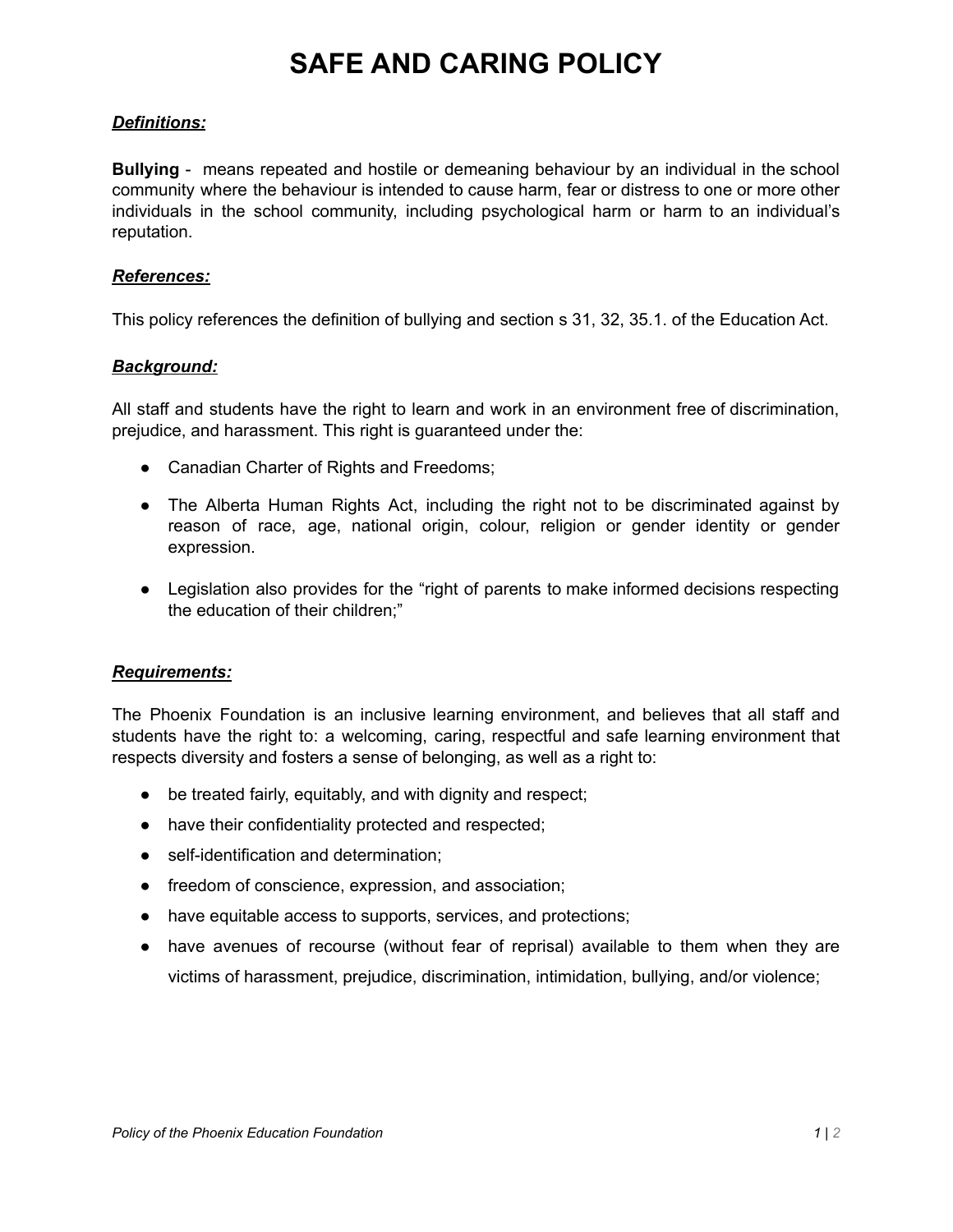# SAFE AND CARING POLICY

***Definitions:***

**Bullying** - means repeated and hostile or demeaning behaviour by an individual in the school community where the behaviour is intended to cause harm, fear or distress to one or more other individuals in the school community, including psychological harm or harm to an individual's reputation.

***References:***

This policy references the definition of bullying and section s 31, 32, 35.1. of the Education Act.

***Background:***

All staff and students have the right to learn and work in an environment free of discrimination, prejudice, and harassment. This right is guaranteed under the:

- Canadian Charter of Rights and Freedoms;
- The Alberta Human Rights Act, including the right not to be discriminated against by reason of race, age, national origin, colour, religion or gender identity or gender expression.
- Legislation also provides for the "right of parents to make informed decisions respecting the education of their children;"

***Requirements:***

The Phoenix Foundation is an inclusive learning environment, and believes that all staff and students have the right to: a welcoming, caring, respectful and safe learning environment that respects diversity and fosters a sense of belonging, as well as a right to:

- be treated fairly, equitably, and with dignity and respect;
- have their confidentiality protected and respected;
- self-identification and determination;
- freedom of conscience, expression, and association;
- have equitable access to supports, services, and protections;
- have avenues of recourse (without fear of reprisal) available to them when they are victims of harassment, prejudice, discrimination, intimidation, bullying, and/or violence;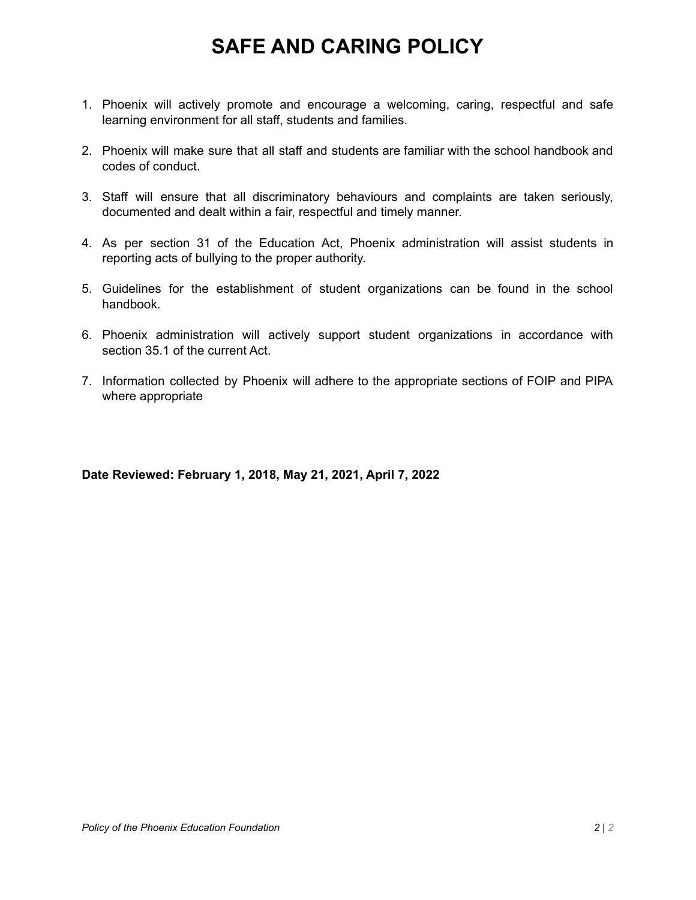# SAFE AND CARING POLICY

1. Phoenix will actively promote and encourage a welcoming, caring, respectful and safe learning environment for all staff, students and families.

2. Phoenix will make sure that all staff and students are familiar with the school handbook and codes of conduct.

3. Staff will ensure that all discriminatory behaviours and complaints are taken seriously, documented and dealt within a fair, respectful and timely manner.

4. As per section 31 of the Education Act, Phoenix administration will assist students in reporting acts of bullying to the proper authority.

5. Guidelines for the establishment of student organizations can be found in the school handbook.

6. Phoenix administration will actively support student organizations in accordance with section 35.1 of the current Act.

7. Information collected by Phoenix will adhere to the appropriate sections of FOIP and PIPA where appropriate

**Date Reviewed: February 1, 2018, May 21, 2021, April 7, 2022**